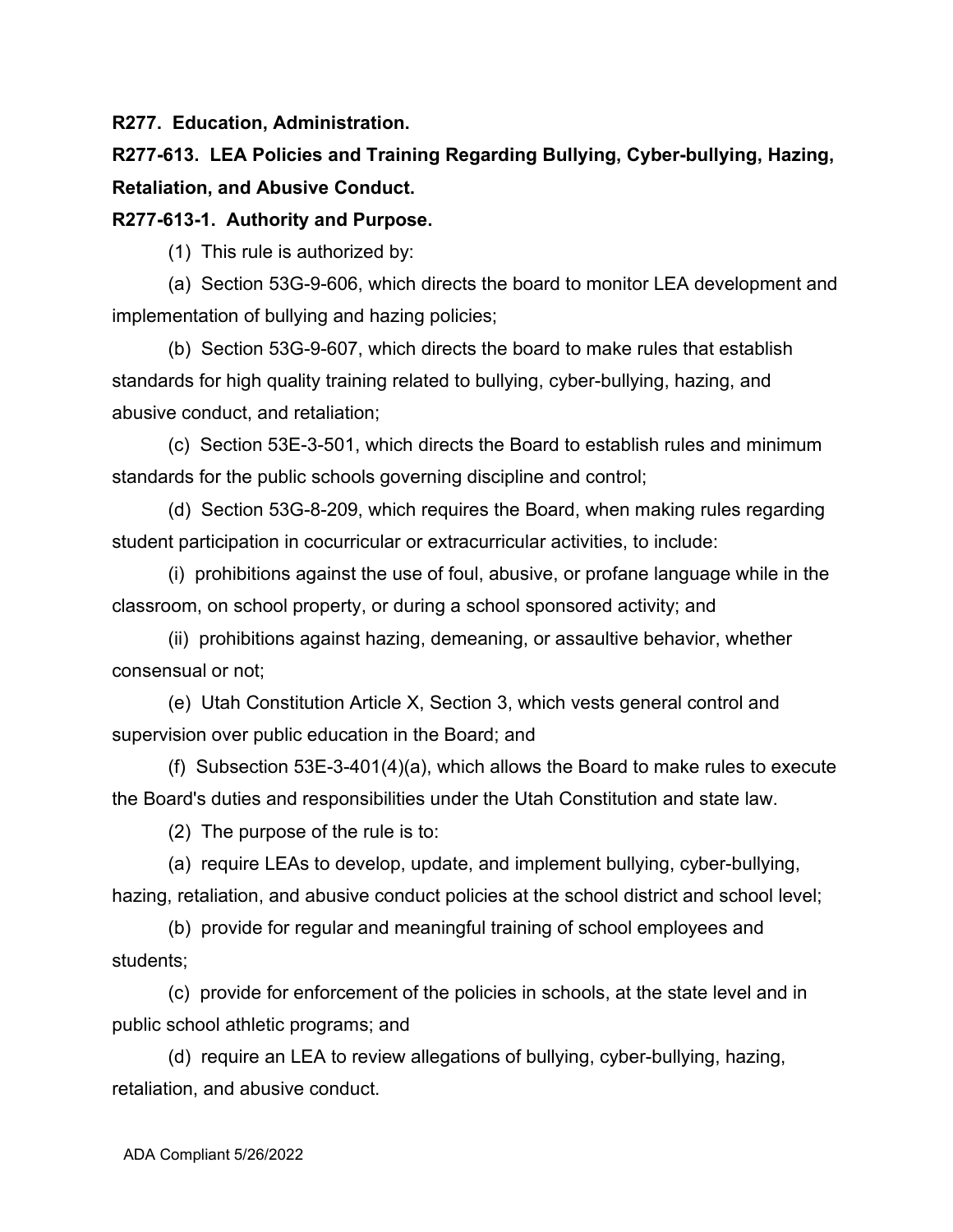**R277. Education, Administration.**

**R277-613. LEA Policies and Training Regarding Bullying, Cyber-bullying, Hazing, Retaliation, and Abusive Conduct.**

**R277-613-1. Authority and Purpose.**

(1) This rule is authorized by:

(a) Section 53G-9-606, which directs the board to monitor LEA development and implementation of bullying and hazing policies;

(b) Section 53G-9-607, which directs the board to make rules that establish standards for high quality training related to bullying, cyber-bullying, hazing, and abusive conduct, and retaliation;

(c) Section 53E-3-501, which directs the Board to establish rules and minimum standards for the public schools governing discipline and control;

(d) Section 53G-8-209, which requires the Board, when making rules regarding student participation in cocurricular or extracurricular activities, to include:

(i) prohibitions against the use of foul, abusive, or profane language while in the classroom, on school property, or during a school sponsored activity; and

(ii) prohibitions against hazing, demeaning, or assaultive behavior, whether consensual or not;

(e) Utah Constitution Article X, Section 3, which vests general control and supervision over public education in the Board; and

(f) Subsection 53E-3-401(4)(a), which allows the Board to make rules to execute the Board's duties and responsibilities under the Utah Constitution and state law.

(2) The purpose of the rule is to:

(a) require LEAs to develop, update, and implement bullying, cyber-bullying, hazing, retaliation, and abusive conduct policies at the school district and school level;

(b) provide for regular and meaningful training of school employees and students;

(c) provide for enforcement of the policies in schools, at the state level and in public school athletic programs; and

(d) require an LEA to review allegations of bullying, cyber-bullying, hazing, retaliation, and abusive conduct.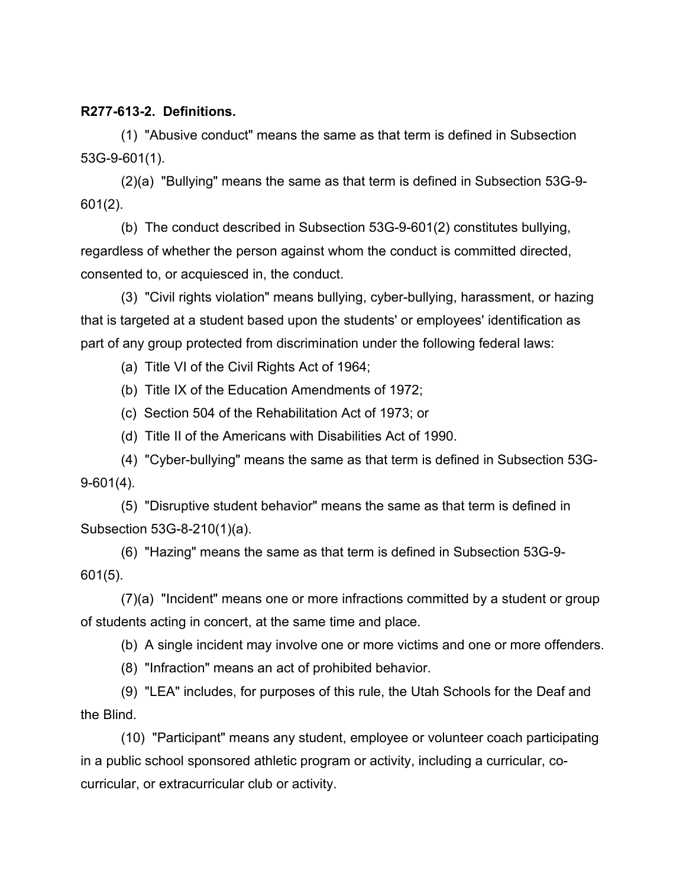**R277-613-2. Definitions.**

(1) "Abusive conduct" means the same as that term is defined in Subsection 53G-9-601(1).

(2)(a) "Bullying" means the same as that term is defined in Subsection 53G-9-601(2).

(b) The conduct described in Subsection 53G-9-601(2) constitutes bullying, regardless of whether the person against whom the conduct is committed directed, consented to, or acquiesced in, the conduct.

(3) "Civil rights violation" means bullying, cyber-bullying, harassment, or hazing that is targeted at a student based upon the students' or employees' identification as part of any group protected from discrimination under the following federal laws:

(a) Title VI of the Civil Rights Act of 1964;

(b) Title IX of the Education Amendments of 1972;

(c) Section 504 of the Rehabilitation Act of 1973; or

(d) Title II of the Americans with Disabilities Act of 1990.

(4) "Cyber-bullying" means the same as that term is defined in Subsection 53G-9-601(4).

(5) "Disruptive student behavior" means the same as that term is defined in Subsection 53G-8-210(1)(a).

(6) "Hazing" means the same as that term is defined in Subsection 53G-9-601(5).

(7)(a) "Incident" means one or more infractions committed by a student or group of students acting in concert, at the same time and place.

(b) A single incident may involve one or more victims and one or more offenders.

(8) "Infraction" means an act of prohibited behavior.

(9) "LEA" includes, for purposes of this rule, the Utah Schools for the Deaf and the Blind.

(10) "Participant" means any student, employee or volunteer coach participating in a public school sponsored athletic program or activity, including a curricular, co-curricular, or extracurricular club or activity.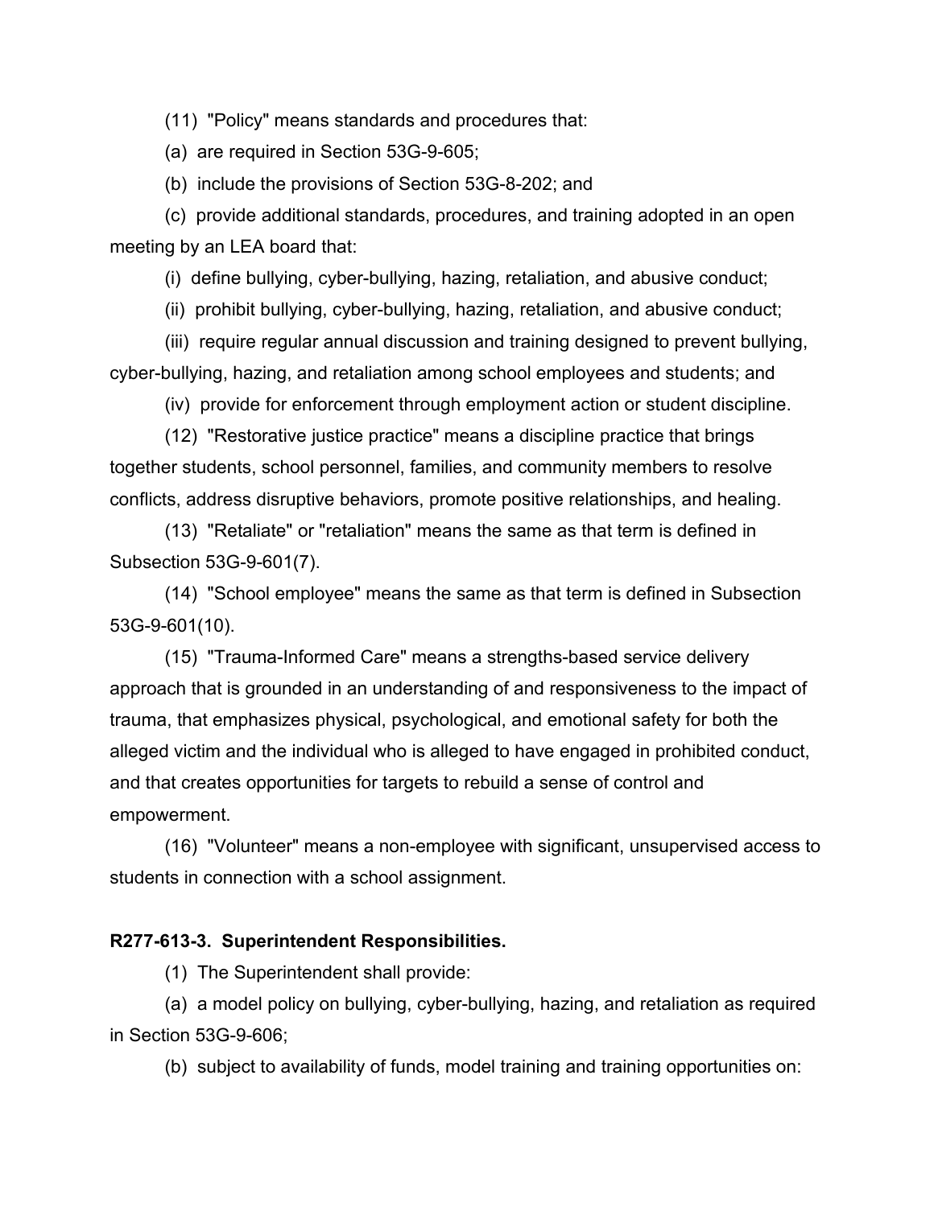(11) "Policy" means standards and procedures that:

(a) are required in Section 53G-9-605;

(b) include the provisions of Section 53G-8-202; and

(c) provide additional standards, procedures, and training adopted in an open meeting by an LEA board that:

(i) define bullying, cyber-bullying, hazing, retaliation, and abusive conduct;

(ii) prohibit bullying, cyber-bullying, hazing, retaliation, and abusive conduct;

(iii) require regular annual discussion and training designed to prevent bullying, cyber-bullying, hazing, and retaliation among school employees and students; and

(iv) provide for enforcement through employment action or student discipline.

(12) "Restorative justice practice" means a discipline practice that brings together students, school personnel, families, and community members to resolve conflicts, address disruptive behaviors, promote positive relationships, and healing.

(13) "Retaliate" or "retaliation" means the same as that term is defined in Subsection 53G-9-601(7).

(14) "School employee" means the same as that term is defined in Subsection 53G-9-601(10).

(15) "Trauma-Informed Care" means a strengths-based service delivery approach that is grounded in an understanding of and responsiveness to the impact of trauma, that emphasizes physical, psychological, and emotional safety for both the alleged victim and the individual who is alleged to have engaged in prohibited conduct, and that creates opportunities for targets to rebuild a sense of control and empowerment.

(16) "Volunteer" means a non-employee with significant, unsupervised access to students in connection with a school assignment.

**R277-613-3. Superintendent Responsibilities.**

(1) The Superintendent shall provide:

(a) a model policy on bullying, cyber-bullying, hazing, and retaliation as required in Section 53G-9-606;

(b) subject to availability of funds, model training and training opportunities on: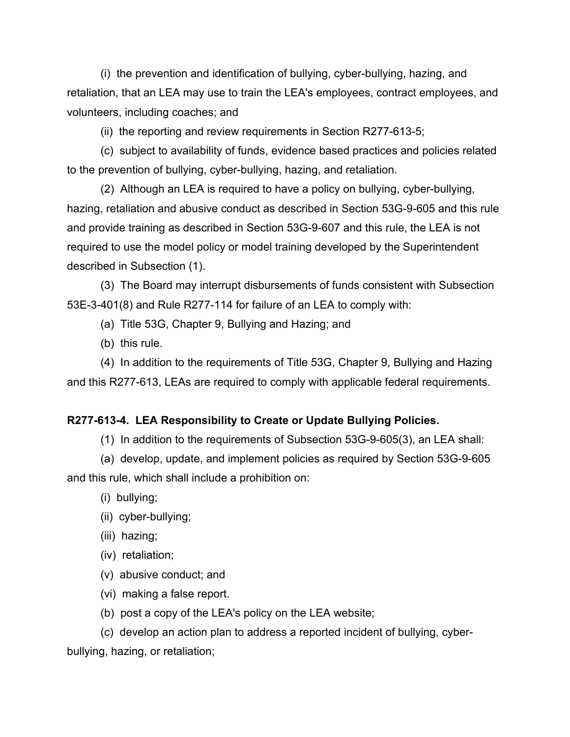(i) the prevention and identification of bullying, cyber-bullying, hazing, and retaliation, that an LEA may use to train the LEA's employees, contract employees, and volunteers, including coaches; and

(ii) the reporting and review requirements in Section R277-613-5;

(c) subject to availability of funds, evidence based practices and policies related to the prevention of bullying, cyber-bullying, hazing, and retaliation.

(2) Although an LEA is required to have a policy on bullying, cyber-bullying, hazing, retaliation and abusive conduct as described in Section 53G-9-605 and this rule and provide training as described in Section 53G-9-607 and this rule, the LEA is not required to use the model policy or model training developed by the Superintendent described in Subsection (1).

(3) The Board may interrupt disbursements of funds consistent with Subsection 53E-3-401(8) and Rule R277-114 for failure of an LEA to comply with:

(a) Title 53G, Chapter 9, Bullying and Hazing; and

(b) this rule.

(4) In addition to the requirements of Title 53G, Chapter 9, Bullying and Hazing and this R277-613, LEAs are required to comply with applicable federal requirements.

**R277-613-4. LEA Responsibility to Create or Update Bullying Policies.**

(1) In addition to the requirements of Subsection 53G-9-605(3), an LEA shall:

(a) develop, update, and implement policies as required by Section 53G-9-605 and this rule, which shall include a prohibition on:

(i) bullying;

(ii) cyber-bullying;

(iii) hazing;

(iv) retaliation;

(v) abusive conduct; and

(vi) making a false report.

(b) post a copy of the LEA's policy on the LEA website;

(c) develop an action plan to address a reported incident of bullying, cyber-bullying, hazing, or retaliation;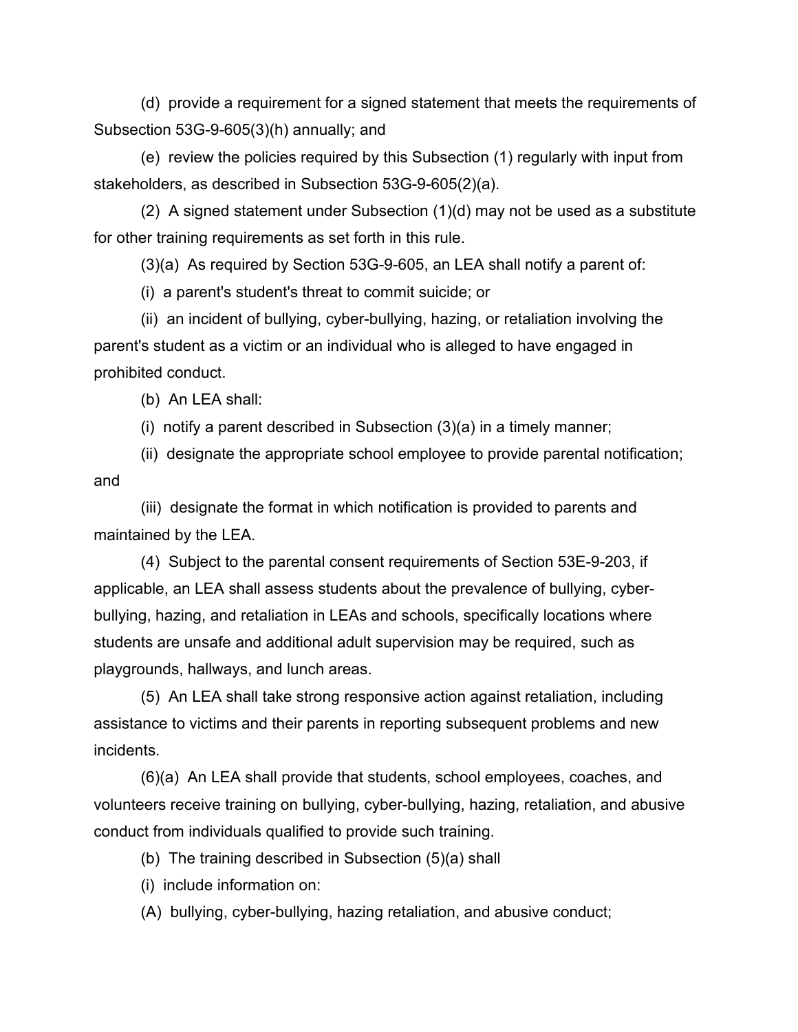(d) provide a requirement for a signed statement that meets the requirements of Subsection 53G-9-605(3)(h) annually; and

(e) review the policies required by this Subsection (1) regularly with input from stakeholders, as described in Subsection 53G-9-605(2)(a).

(2) A signed statement under Subsection (1)(d) may not be used as a substitute for other training requirements as set forth in this rule.

(3)(a) As required by Section 53G-9-605, an LEA shall notify a parent of:

(i) a parent's student's threat to commit suicide; or

(ii) an incident of bullying, cyber-bullying, hazing, or retaliation involving the parent's student as a victim or an individual who is alleged to have engaged in prohibited conduct.

(b) An LEA shall:

(i) notify a parent described in Subsection (3)(a) in a timely manner;

(ii) designate the appropriate school employee to provide parental notification; and

(iii) designate the format in which notification is provided to parents and maintained by the LEA.

(4) Subject to the parental consent requirements of Section 53E-9-203, if applicable, an LEA shall assess students about the prevalence of bullying, cyber-bullying, hazing, and retaliation in LEAs and schools, specifically locations where students are unsafe and additional adult supervision may be required, such as playgrounds, hallways, and lunch areas.

(5) An LEA shall take strong responsive action against retaliation, including assistance to victims and their parents in reporting subsequent problems and new incidents.

(6)(a) An LEA shall provide that students, school employees, coaches, and volunteers receive training on bullying, cyber-bullying, hazing, retaliation, and abusive conduct from individuals qualified to provide such training.

(b) The training described in Subsection (5)(a) shall

(i) include information on:

(A) bullying, cyber-bullying, hazing retaliation, and abusive conduct;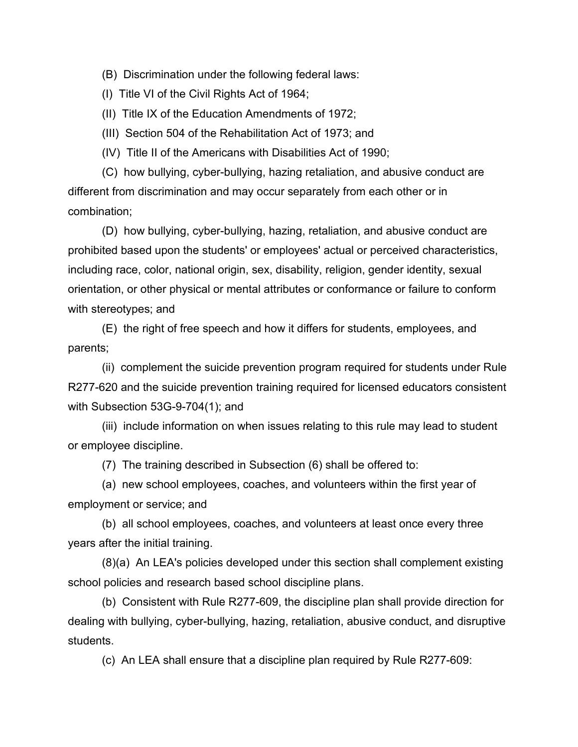(B) Discrimination under the following federal laws:

(I) Title VI of the Civil Rights Act of 1964;

(II) Title IX of the Education Amendments of 1972;

(III) Section 504 of the Rehabilitation Act of 1973; and

(IV) Title II of the Americans with Disabilities Act of 1990;

(C) how bullying, cyber-bullying, hazing retaliation, and abusive conduct are different from discrimination and may occur separately from each other or in combination;

(D) how bullying, cyber-bullying, hazing, retaliation, and abusive conduct are prohibited based upon the students' or employees' actual or perceived characteristics, including race, color, national origin, sex, disability, religion, gender identity, sexual orientation, or other physical or mental attributes or conformance or failure to conform with stereotypes; and

(E) the right of free speech and how it differs for students, employees, and parents;

(ii) complement the suicide prevention program required for students under Rule R277-620 and the suicide prevention training required for licensed educators consistent with Subsection 53G-9-704(1); and

(iii) include information on when issues relating to this rule may lead to student or employee discipline.

(7) The training described in Subsection (6) shall be offered to:

(a) new school employees, coaches, and volunteers within the first year of employment or service; and

(b) all school employees, coaches, and volunteers at least once every three years after the initial training.

(8)(a) An LEA's policies developed under this section shall complement existing school policies and research based school discipline plans.

(b) Consistent with Rule R277-609, the discipline plan shall provide direction for dealing with bullying, cyber-bullying, hazing, retaliation, abusive conduct, and disruptive students.

(c) An LEA shall ensure that a discipline plan required by Rule R277-609: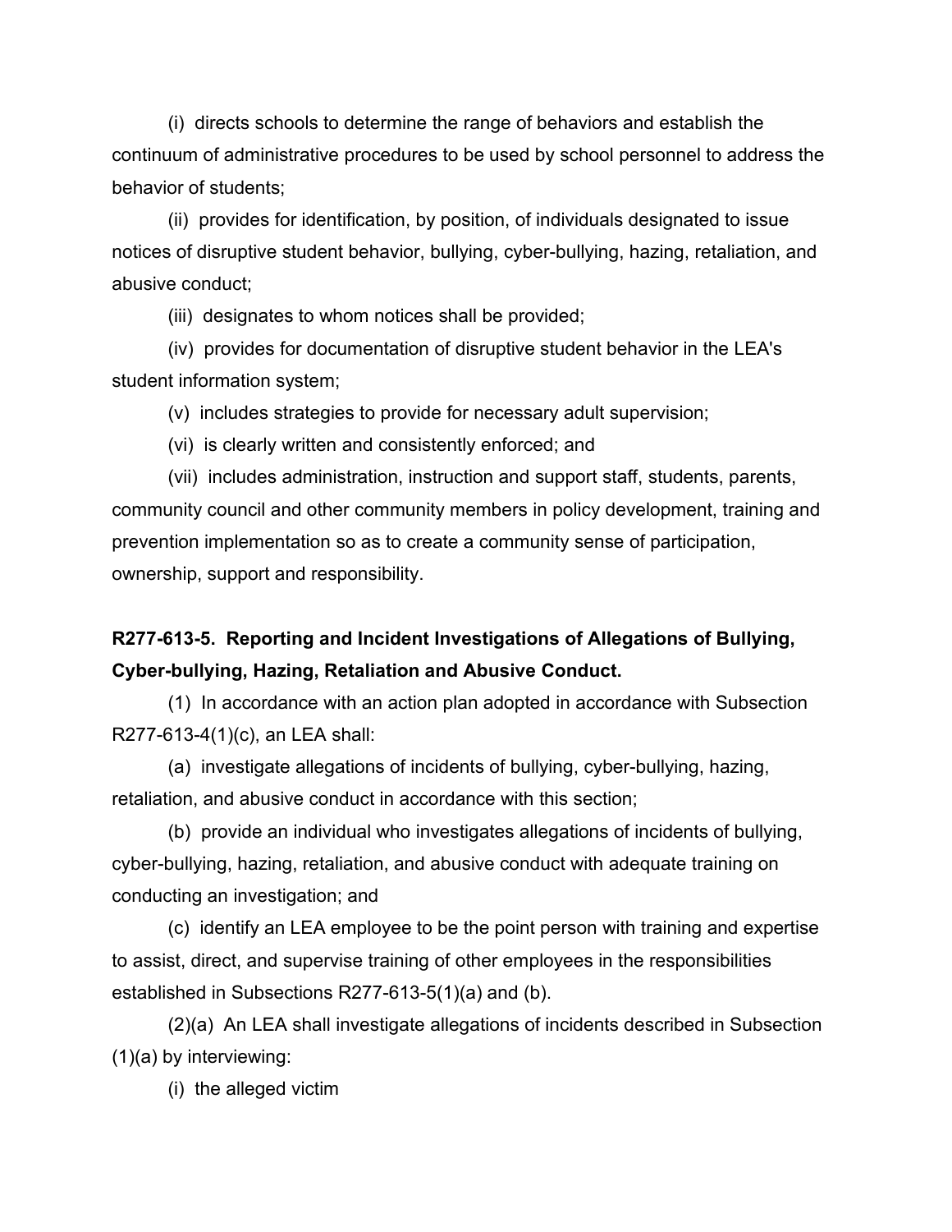(i) directs schools to determine the range of behaviors and establish the continuum of administrative procedures to be used by school personnel to address the behavior of students;

(ii) provides for identification, by position, of individuals designated to issue notices of disruptive student behavior, bullying, cyber-bullying, hazing, retaliation, and abusive conduct;

(iii) designates to whom notices shall be provided;

(iv) provides for documentation of disruptive student behavior in the LEA's student information system;

(v) includes strategies to provide for necessary adult supervision;

(vi) is clearly written and consistently enforced; and

(vii) includes administration, instruction and support staff, students, parents, community council and other community members in policy development, training and prevention implementation so as to create a community sense of participation, ownership, support and responsibility.

**R277-613-5. Reporting and Incident Investigations of Allegations of Bullying, Cyber-bullying, Hazing, Retaliation and Abusive Conduct.**

(1) In accordance with an action plan adopted in accordance with Subsection R277-613-4(1)(c), an LEA shall:

(a) investigate allegations of incidents of bullying, cyber-bullying, hazing, retaliation, and abusive conduct in accordance with this section;

(b) provide an individual who investigates allegations of incidents of bullying, cyber-bullying, hazing, retaliation, and abusive conduct with adequate training on conducting an investigation; and

(c) identify an LEA employee to be the point person with training and expertise to assist, direct, and supervise training of other employees in the responsibilities established in Subsections R277-613-5(1)(a) and (b).

(2)(a) An LEA shall investigate allegations of incidents described in Subsection (1)(a) by interviewing:

(i) the alleged victim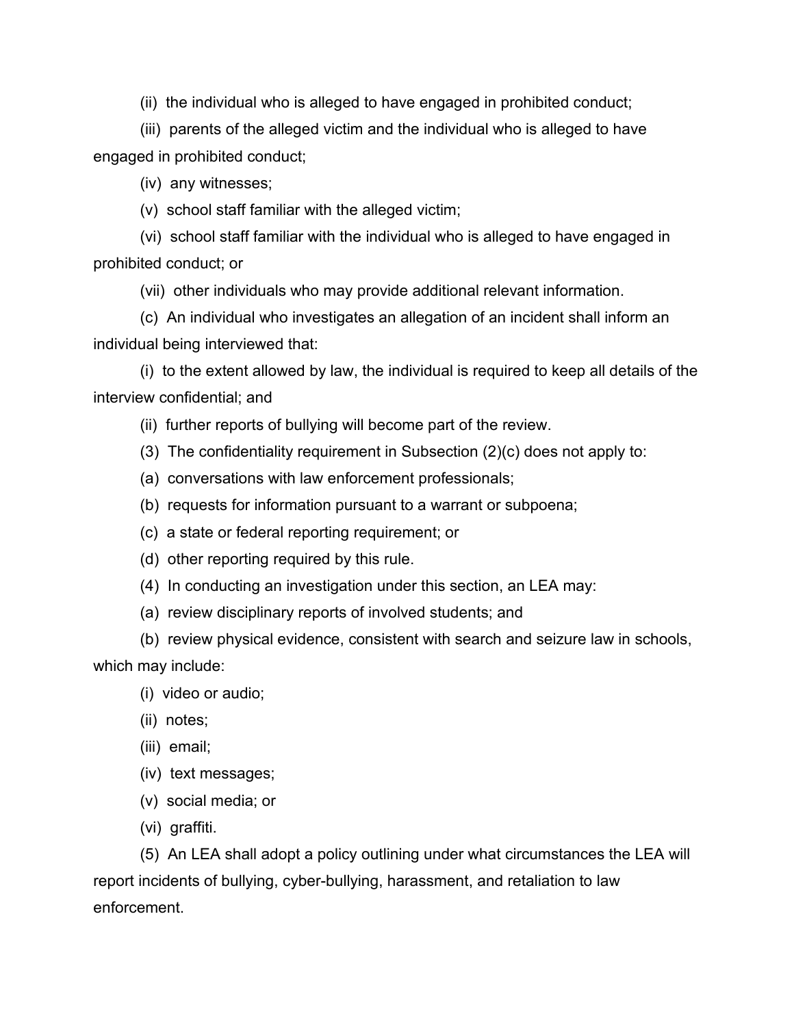(ii) the individual who is alleged to have engaged in prohibited conduct;

(iii) parents of the alleged victim and the individual who is alleged to have engaged in prohibited conduct;

(iv) any witnesses;

(v) school staff familiar with the alleged victim;

(vi) school staff familiar with the individual who is alleged to have engaged in prohibited conduct; or

(vii) other individuals who may provide additional relevant information.

(c) An individual who investigates an allegation of an incident shall inform an individual being interviewed that:

(i) to the extent allowed by law, the individual is required to keep all details of the interview confidential; and

(ii) further reports of bullying will become part of the review.

(3) The confidentiality requirement in Subsection (2)(c) does not apply to:

(a) conversations with law enforcement professionals;

(b) requests for information pursuant to a warrant or subpoena;

(c) a state or federal reporting requirement; or

(d) other reporting required by this rule.

(4) In conducting an investigation under this section, an LEA may:

(a) review disciplinary reports of involved students; and

(b) review physical evidence, consistent with search and seizure law in schools, which may include:

(i) video or audio;

(ii) notes;

(iii) email;

(iv) text messages;

(v) social media; or

(vi) graffiti.

(5) An LEA shall adopt a policy outlining under what circumstances the LEA will report incidents of bullying, cyber-bullying, harassment, and retaliation to law enforcement.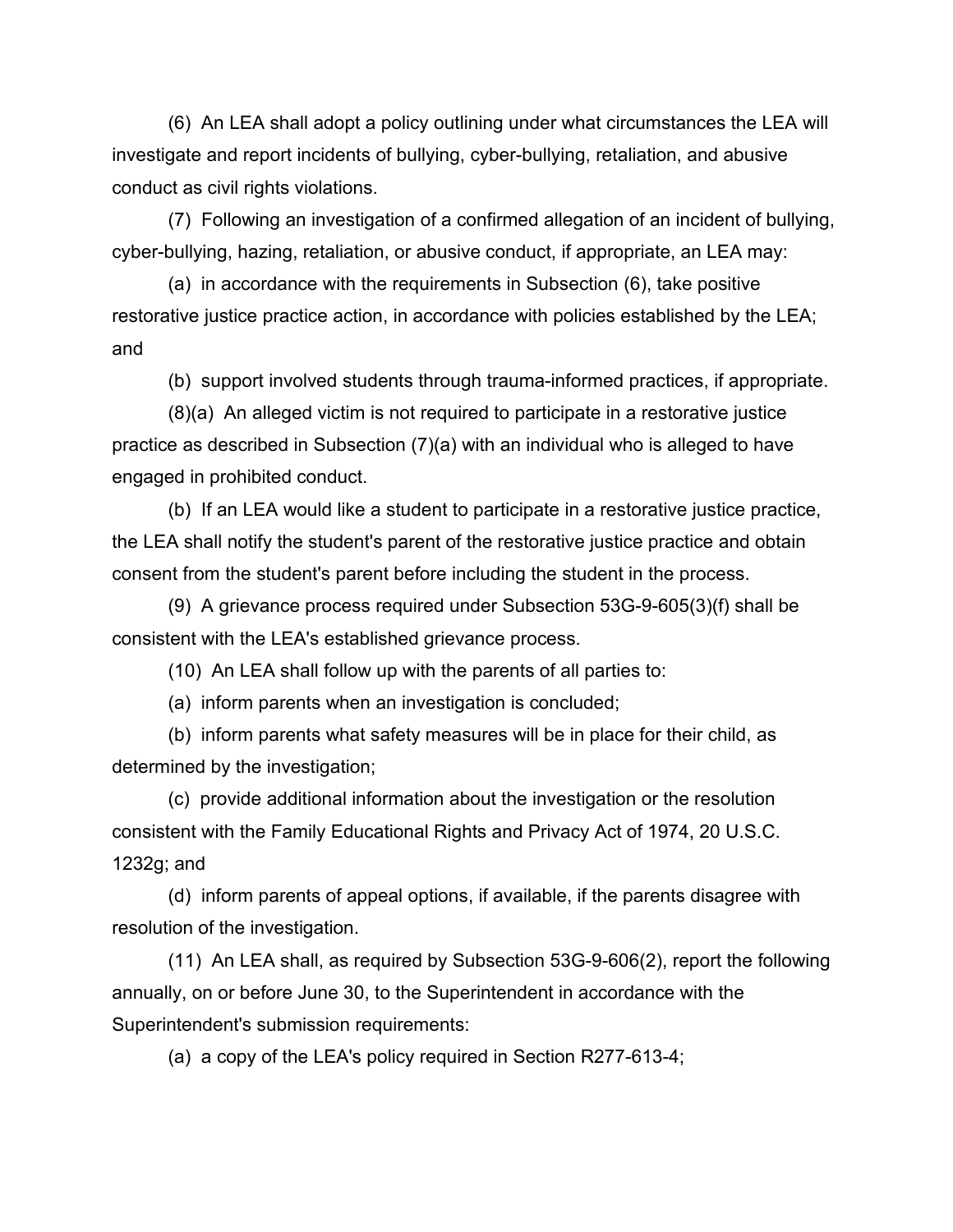(6) An LEA shall adopt a policy outlining under what circumstances the LEA will investigate and report incidents of bullying, cyber-bullying, retaliation, and abusive conduct as civil rights violations.

(7) Following an investigation of a confirmed allegation of an incident of bullying, cyber-bullying, hazing, retaliation, or abusive conduct, if appropriate, an LEA may:

(a) in accordance with the requirements in Subsection (6), take positive restorative justice practice action, in accordance with policies established by the LEA; and

(b) support involved students through trauma-informed practices, if appropriate.

(8)(a) An alleged victim is not required to participate in a restorative justice practice as described in Subsection (7)(a) with an individual who is alleged to have engaged in prohibited conduct.

(b) If an LEA would like a student to participate in a restorative justice practice, the LEA shall notify the student's parent of the restorative justice practice and obtain consent from the student's parent before including the student in the process.

(9) A grievance process required under Subsection 53G-9-605(3)(f) shall be consistent with the LEA's established grievance process.

(10) An LEA shall follow up with the parents of all parties to:

(a) inform parents when an investigation is concluded;

(b) inform parents what safety measures will be in place for their child, as determined by the investigation;

(c) provide additional information about the investigation or the resolution consistent with the Family Educational Rights and Privacy Act of 1974, 20 U.S.C. 1232g; and

(d) inform parents of appeal options, if available, if the parents disagree with resolution of the investigation.

(11) An LEA shall, as required by Subsection 53G-9-606(2), report the following annually, on or before June 30, to the Superintendent in accordance with the Superintendent's submission requirements:

(a) a copy of the LEA's policy required in Section R277-613-4;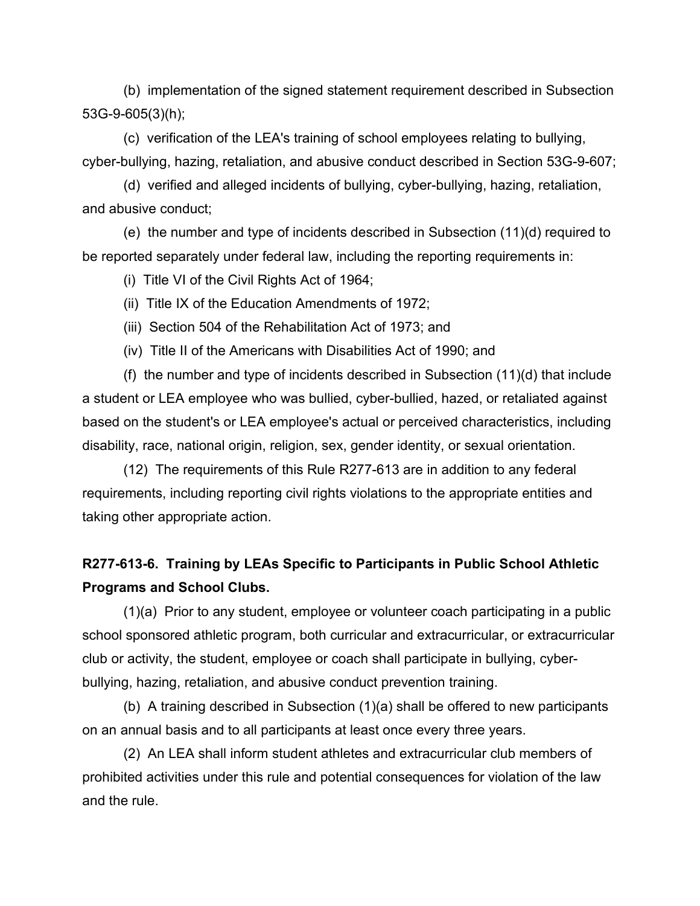(b) implementation of the signed statement requirement described in Subsection 53G-9-605(3)(h);

(c) verification of the LEA's training of school employees relating to bullying, cyber-bullying, hazing, retaliation, and abusive conduct described in Section 53G-9-607;

(d) verified and alleged incidents of bullying, cyber-bullying, hazing, retaliation, and abusive conduct;

(e) the number and type of incidents described in Subsection (11)(d) required to be reported separately under federal law, including the reporting requirements in:

(i) Title VI of the Civil Rights Act of 1964;

(ii) Title IX of the Education Amendments of 1972;

(iii) Section 504 of the Rehabilitation Act of 1973; and

(iv) Title II of the Americans with Disabilities Act of 1990; and

(f) the number and type of incidents described in Subsection (11)(d) that include a student or LEA employee who was bullied, cyber-bullied, hazed, or retaliated against based on the student's or LEA employee's actual or perceived characteristics, including disability, race, national origin, religion, sex, gender identity, or sexual orientation.

(12) The requirements of this Rule R277-613 are in addition to any federal requirements, including reporting civil rights violations to the appropriate entities and taking other appropriate action.

**R277-613-6. Training by LEAs Specific to Participants in Public School Athletic Programs and School Clubs.**

(1)(a) Prior to any student, employee or volunteer coach participating in a public school sponsored athletic program, both curricular and extracurricular, or extracurricular club or activity, the student, employee or coach shall participate in bullying, cyber-bullying, hazing, retaliation, and abusive conduct prevention training.

(b) A training described in Subsection (1)(a) shall be offered to new participants on an annual basis and to all participants at least once every three years.

(2) An LEA shall inform student athletes and extracurricular club members of prohibited activities under this rule and potential consequences for violation of the law and the rule.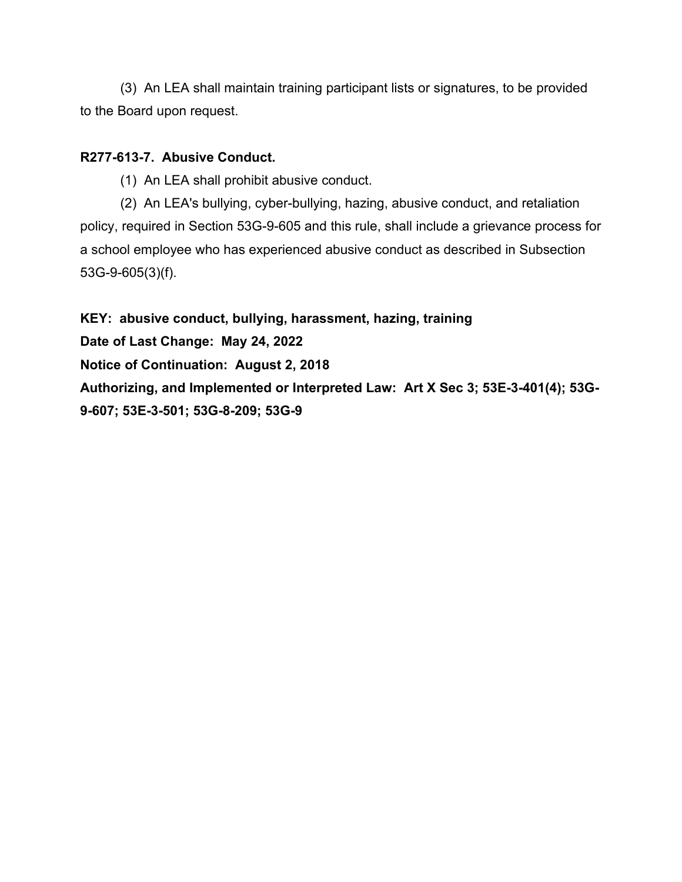(3) An LEA shall maintain training participant lists or signatures, to be provided to the Board upon request.

**R277-613-7. Abusive Conduct.**

(1) An LEA shall prohibit abusive conduct.

(2) An LEA's bullying, cyber-bullying, hazing, abusive conduct, and retaliation policy, required in Section 53G-9-605 and this rule, shall include a grievance process for a school employee who has experienced abusive conduct as described in Subsection 53G-9-605(3)(f).

**KEY: abusive conduct, bullying, harassment, hazing, training**

**Date of Last Change: May 24, 2022**

**Notice of Continuation: August 2, 2018**

**Authorizing, and Implemented or Interpreted Law: Art X Sec 3; 53E-3-401(4); 53G-9-607; 53E-3-501; 53G-8-209; 53G-9**